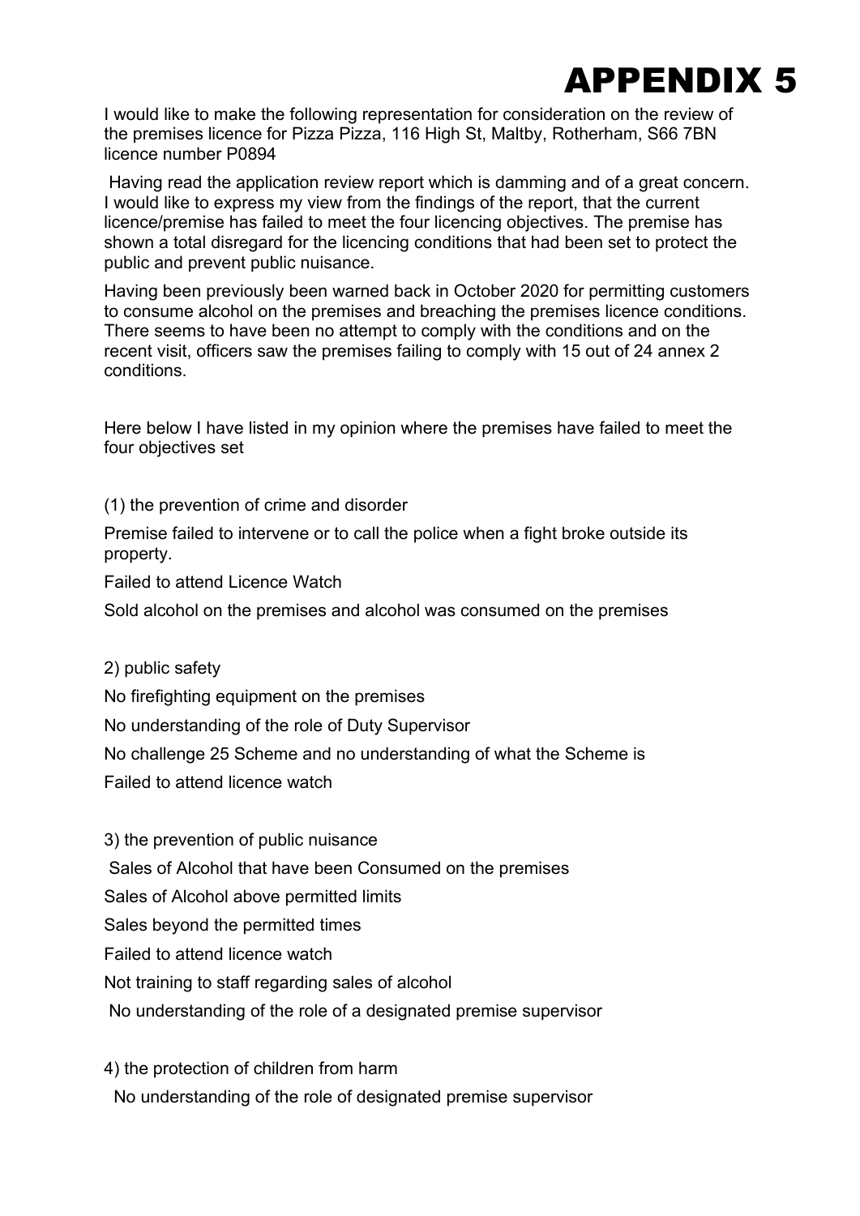# APPENDIX 5

I would like to make the following representation for consideration on the review of the premises licence for Pizza Pizza, 116 High St, Maltby, Rotherham, S66 7BN licence number P0894

Having read the application review report which is damming and of a great concern. I would like to express my view from the findings of the report, that the current licence/premise has failed to meet the four licencing objectives. The premise has shown a total disregard for the licencing conditions that had been set to protect the public and prevent public nuisance.

Having been previously been warned back in October 2020 for permitting customers to consume alcohol on the premises and breaching the premises licence conditions. There seems to have been no attempt to comply with the conditions and on the recent visit, officers saw the premises failing to comply with 15 out of 24 annex 2 conditions.

Here below I have listed in my opinion where the premises have failed to meet the four objectives set

(1) the prevention of crime and disorder

Premise failed to intervene or to call the police when a fight broke outside its property.

Failed to attend Licence Watch

Sold alcohol on the premises and alcohol was consumed on the premises

2) public safety

No firefighting equipment on the premises

No understanding of the role of Duty Supervisor

No challenge 25 Scheme and no understanding of what the Scheme is

Failed to attend licence watch

3) the prevention of public nuisance

Sales of Alcohol that have been Consumed on the premises

Sales of Alcohol above permitted limits

Sales beyond the permitted times

Failed to attend licence watch

Not training to staff regarding sales of alcohol

No understanding of the role of a designated premise supervisor

4) the protection of children from harm

No understanding of the role of designated premise supervisor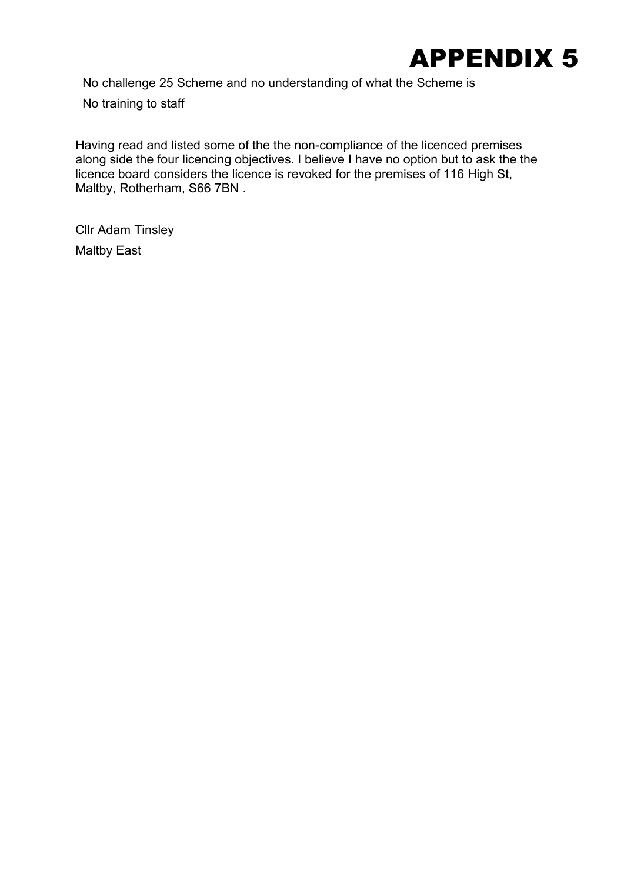# APPENDIX 5

No challenge 25 Scheme and no understanding of what the Scheme is

No training to staff

Having read and listed some of the the non-compliance of the licenced premises along side the four licencing objectives. I believe I have no option but to ask the the licence board considers the licence is revoked for the premises of 116 High St, Maltby, Rotherham, S66 7BN .

Cllr Adam Tinsley

Maltby East